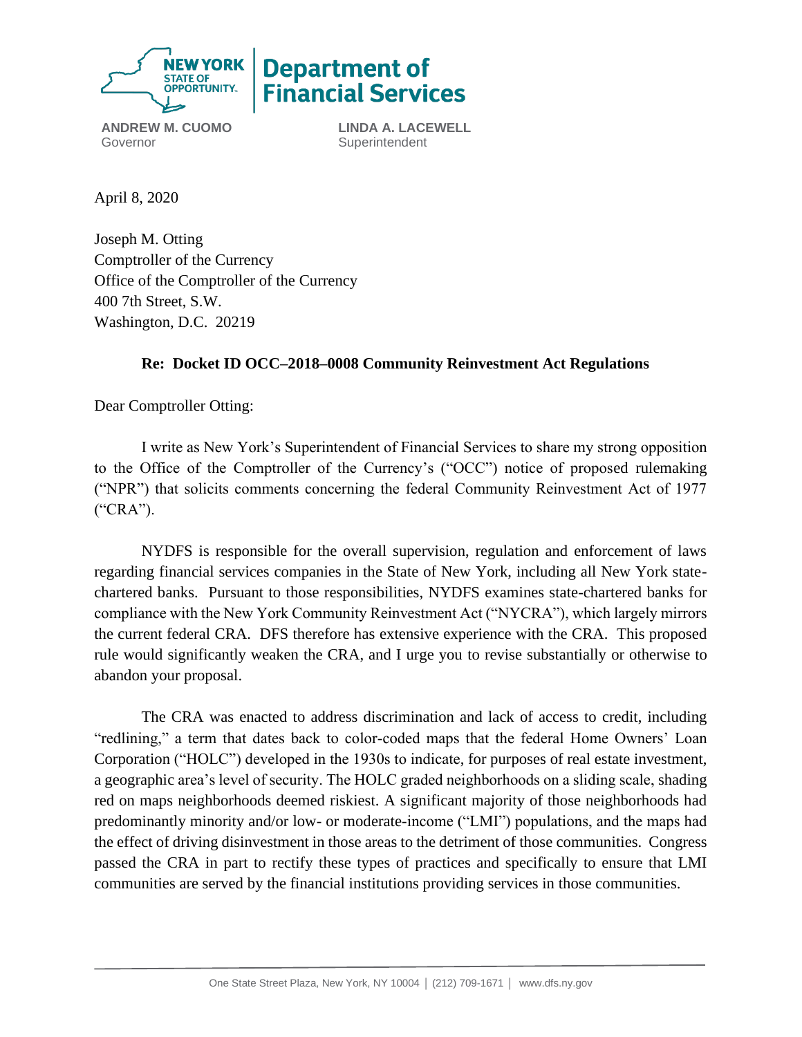**NEW YORK STATE OF OPPORTUNITY.** | **Department of Financial Services**

**ANDREW M. CUOMO**
Governor

**LINDA A. LACEWELL**
Superintendent

April 8, 2020

Joseph M. Otting
Comptroller of the Currency
Office of the Comptroller of the Currency
400 7th Street, S.W.
Washington, D.C. 20219

**Re: Docket ID OCC–2018–0008 Community Reinvestment Act Regulations**

Dear Comptroller Otting:

I write as New York's Superintendent of Financial Services to share my strong opposition to the Office of the Comptroller of the Currency's ("OCC") notice of proposed rulemaking ("NPR") that solicits comments concerning the federal Community Reinvestment Act of 1977 ("CRA").

NYDFS is responsible for the overall supervision, regulation and enforcement of laws regarding financial services companies in the State of New York, including all New York state-chartered banks. Pursuant to those responsibilities, NYDFS examines state-chartered banks for compliance with the New York Community Reinvestment Act ("NYCRA"), which largely mirrors the current federal CRA. DFS therefore has extensive experience with the CRA. This proposed rule would significantly weaken the CRA, and I urge you to revise substantially or otherwise to abandon your proposal.

The CRA was enacted to address discrimination and lack of access to credit, including "redlining," a term that dates back to color-coded maps that the federal Home Owners' Loan Corporation ("HOLC") developed in the 1930s to indicate, for purposes of real estate investment, a geographic area's level of security. The HOLC graded neighborhoods on a sliding scale, shading red on maps neighborhoods deemed riskiest. A significant majority of those neighborhoods had predominantly minority and/or low- or moderate-income ("LMI") populations, and the maps had the effect of driving disinvestment in those areas to the detriment of those communities. Congress passed the CRA in part to rectify these types of practices and specifically to ensure that LMI communities are served by the financial institutions providing services in those communities.

One State Street Plaza, New York, NY 10004 | (212) 709-1671 | www.dfs.ny.gov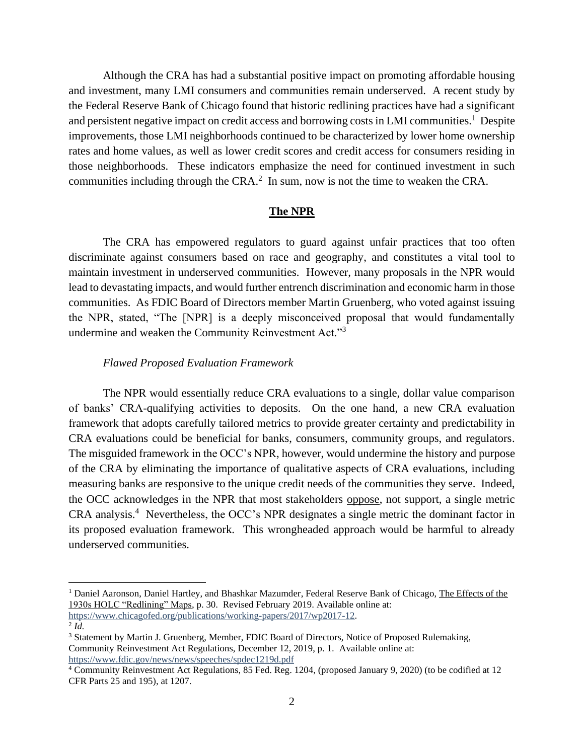Although the CRA has had a substantial positive impact on promoting affordable housing and investment, many LMI consumers and communities remain underserved. A recent study by the Federal Reserve Bank of Chicago found that historic redlining practices have had a significant and persistent negative impact on credit access and borrowing costs in LMI communities.[1] Despite improvements, those LMI neighborhoods continued to be characterized by lower home ownership rates and home values, as well as lower credit scores and credit access for consumers residing in those neighborhoods. These indicators emphasize the need for continued investment in such communities including through the CRA.[2] In sum, now is not the time to weaken the CRA.

## The NPR

The CRA has empowered regulators to guard against unfair practices that too often discriminate against consumers based on race and geography, and constitutes a vital tool to maintain investment in underserved communities. However, many proposals in the NPR would lead to devastating impacts, and would further entrench discrimination and economic harm in those communities. As FDIC Board of Directors member Martin Gruenberg, who voted against issuing the NPR, stated, "The [NPR] is a deeply misconceived proposal that would fundamentally undermine and weaken the Community Reinvestment Act."[3]

### *Flawed Proposed Evaluation Framework*

The NPR would essentially reduce CRA evaluations to a single, dollar value comparison of banks' CRA-qualifying activities to deposits. On the one hand, a new CRA evaluation framework that adopts carefully tailored metrics to provide greater certainty and predictability in CRA evaluations could be beneficial for banks, consumers, community groups, and regulators. The misguided framework in the OCC's NPR, however, would undermine the history and purpose of the CRA by eliminating the importance of qualitative aspects of CRA evaluations, including measuring banks are responsive to the unique credit needs of the communities they serve. Indeed, the OCC acknowledges in the NPR that most stakeholders oppose, not support, a single metric CRA analysis.[4] Nevertheless, the OCC's NPR designates a single metric the dominant factor in its proposed evaluation framework. This wrongheaded approach would be harmful to already underserved communities.

---

[1] Daniel Aaronson, Daniel Hartley, and Bhashkar Mazumder, Federal Reserve Bank of Chicago, The Effects of the 1930s HOLC "Redlining" Maps, p. 30. Revised February 2019. Available online at: https://www.chicagofed.org/publications/working-papers/2017/wp2017-12.

[2] *Id.*

[3] Statement by Martin J. Gruenberg, Member, FDIC Board of Directors, Notice of Proposed Rulemaking, Community Reinvestment Act Regulations, December 12, 2019, p. 1. Available online at: https://www.fdic.gov/news/news/speeches/spdec1219d.pdf

[4] Community Reinvestment Act Regulations, 85 Fed. Reg. 1204, (proposed January 9, 2020) (to be codified at 12 CFR Parts 25 and 195), at 1207.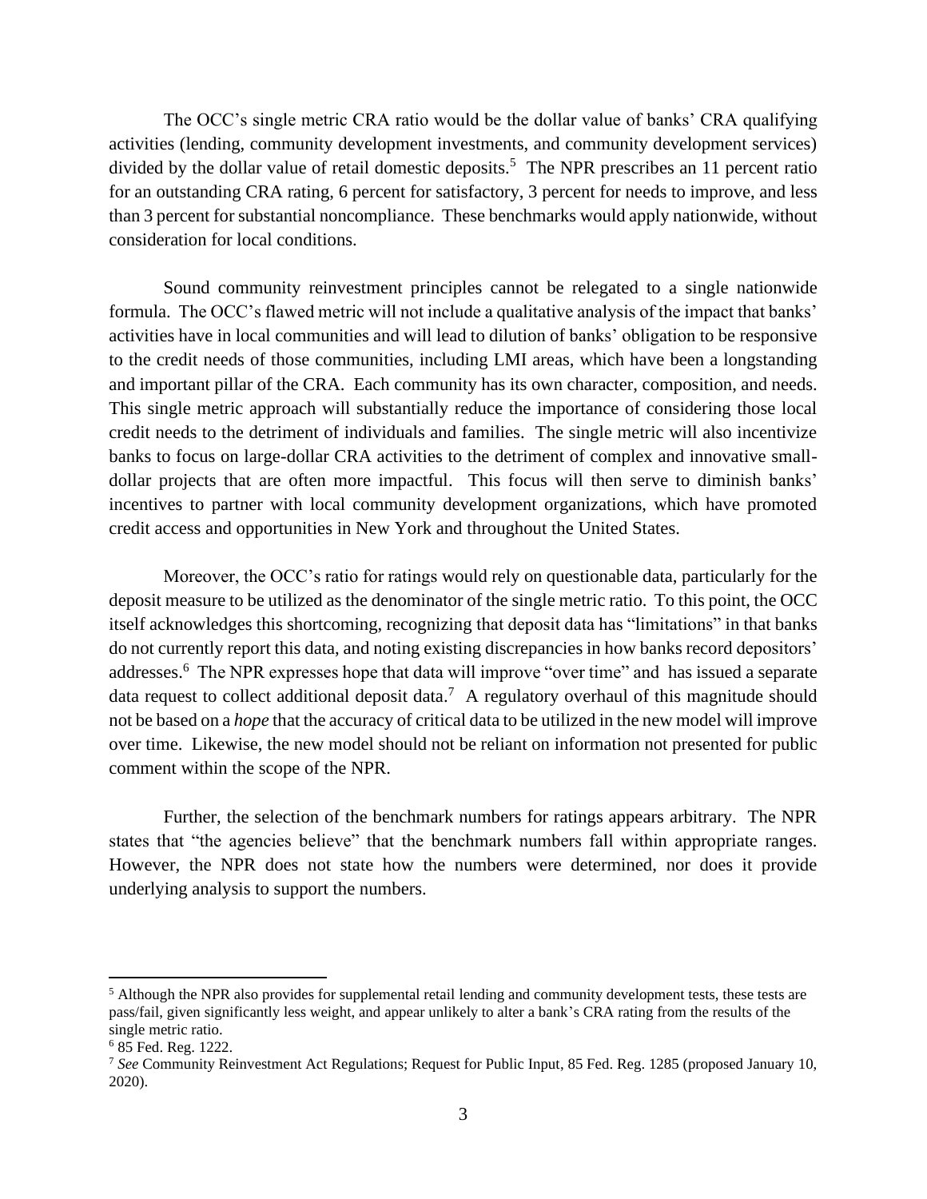The OCC's single metric CRA ratio would be the dollar value of banks' CRA qualifying activities (lending, community development investments, and community development services) divided by the dollar value of retail domestic deposits.[5] The NPR prescribes an 11 percent ratio for an outstanding CRA rating, 6 percent for satisfactory, 3 percent for needs to improve, and less than 3 percent for substantial noncompliance. These benchmarks would apply nationwide, without consideration for local conditions.

Sound community reinvestment principles cannot be relegated to a single nationwide formula. The OCC's flawed metric will not include a qualitative analysis of the impact that banks' activities have in local communities and will lead to dilution of banks' obligation to be responsive to the credit needs of those communities, including LMI areas, which have been a longstanding and important pillar of the CRA. Each community has its own character, composition, and needs. This single metric approach will substantially reduce the importance of considering those local credit needs to the detriment of individuals and families. The single metric will also incentivize banks to focus on large-dollar CRA activities to the detriment of complex and innovative small-dollar projects that are often more impactful. This focus will then serve to diminish banks' incentives to partner with local community development organizations, which have promoted credit access and opportunities in New York and throughout the United States.

Moreover, the OCC's ratio for ratings would rely on questionable data, particularly for the deposit measure to be utilized as the denominator of the single metric ratio. To this point, the OCC itself acknowledges this shortcoming, recognizing that deposit data has "limitations" in that banks do not currently report this data, and noting existing discrepancies in how banks record depositors' addresses.[6] The NPR expresses hope that data will improve "over time" and has issued a separate data request to collect additional deposit data.[7] A regulatory overhaul of this magnitude should not be based on a *hope* that the accuracy of critical data to be utilized in the new model will improve over time. Likewise, the new model should not be reliant on information not presented for public comment within the scope of the NPR.

Further, the selection of the benchmark numbers for ratings appears arbitrary. The NPR states that "the agencies believe" that the benchmark numbers fall within appropriate ranges. However, the NPR does not state how the numbers were determined, nor does it provide underlying analysis to support the numbers.

---

[5] Although the NPR also provides for supplemental retail lending and community development tests, these tests are pass/fail, given significantly less weight, and appear unlikely to alter a bank's CRA rating from the results of the single metric ratio.

[6] 85 Fed. Reg. 1222.

[7] *See* Community Reinvestment Act Regulations; Request for Public Input, 85 Fed. Reg. 1285 (proposed January 10, 2020).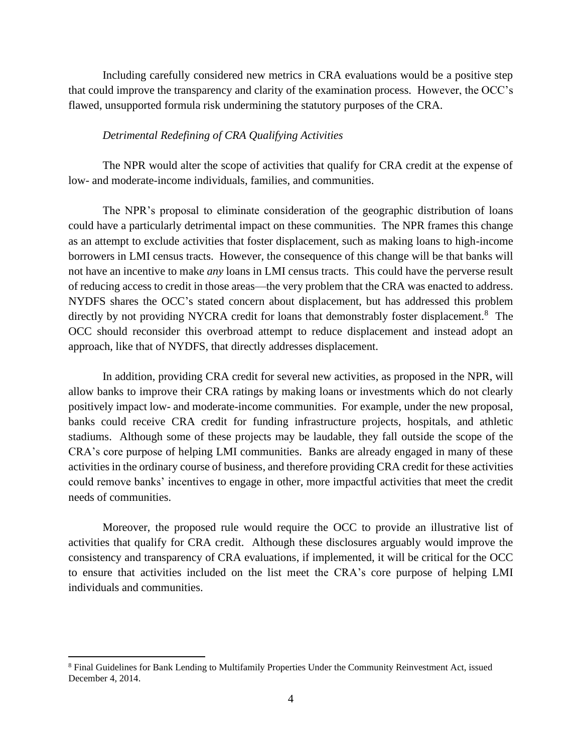Including carefully considered new metrics in CRA evaluations would be a positive step that could improve the transparency and clarity of the examination process. However, the OCC's flawed, unsupported formula risk undermining the statutory purposes of the CRA.

*Detrimental Redefining of CRA Qualifying Activities*

The NPR would alter the scope of activities that qualify for CRA credit at the expense of low- and moderate-income individuals, families, and communities.

The NPR's proposal to eliminate consideration of the geographic distribution of loans could have a particularly detrimental impact on these communities. The NPR frames this change as an attempt to exclude activities that foster displacement, such as making loans to high-income borrowers in LMI census tracts. However, the consequence of this change will be that banks will not have an incentive to make *any* loans in LMI census tracts. This could have the perverse result of reducing access to credit in those areas—the very problem that the CRA was enacted to address. NYDFS shares the OCC's stated concern about displacement, but has addressed this problem directly by not providing NYCRA credit for loans that demonstrably foster displacement.[8] The OCC should reconsider this overbroad attempt to reduce displacement and instead adopt an approach, like that of NYDFS, that directly addresses displacement.

In addition, providing CRA credit for several new activities, as proposed in the NPR, will allow banks to improve their CRA ratings by making loans or investments which do not clearly positively impact low- and moderate-income communities. For example, under the new proposal, banks could receive CRA credit for funding infrastructure projects, hospitals, and athletic stadiums. Although some of these projects may be laudable, they fall outside the scope of the CRA's core purpose of helping LMI communities. Banks are already engaged in many of these activities in the ordinary course of business, and therefore providing CRA credit for these activities could remove banks' incentives to engage in other, more impactful activities that meet the credit needs of communities.

Moreover, the proposed rule would require the OCC to provide an illustrative list of activities that qualify for CRA credit. Although these disclosures arguably would improve the consistency and transparency of CRA evaluations, if implemented, it will be critical for the OCC to ensure that activities included on the list meet the CRA's core purpose of helping LMI individuals and communities.

---

[8] Final Guidelines for Bank Lending to Multifamily Properties Under the Community Reinvestment Act, issued December 4, 2014.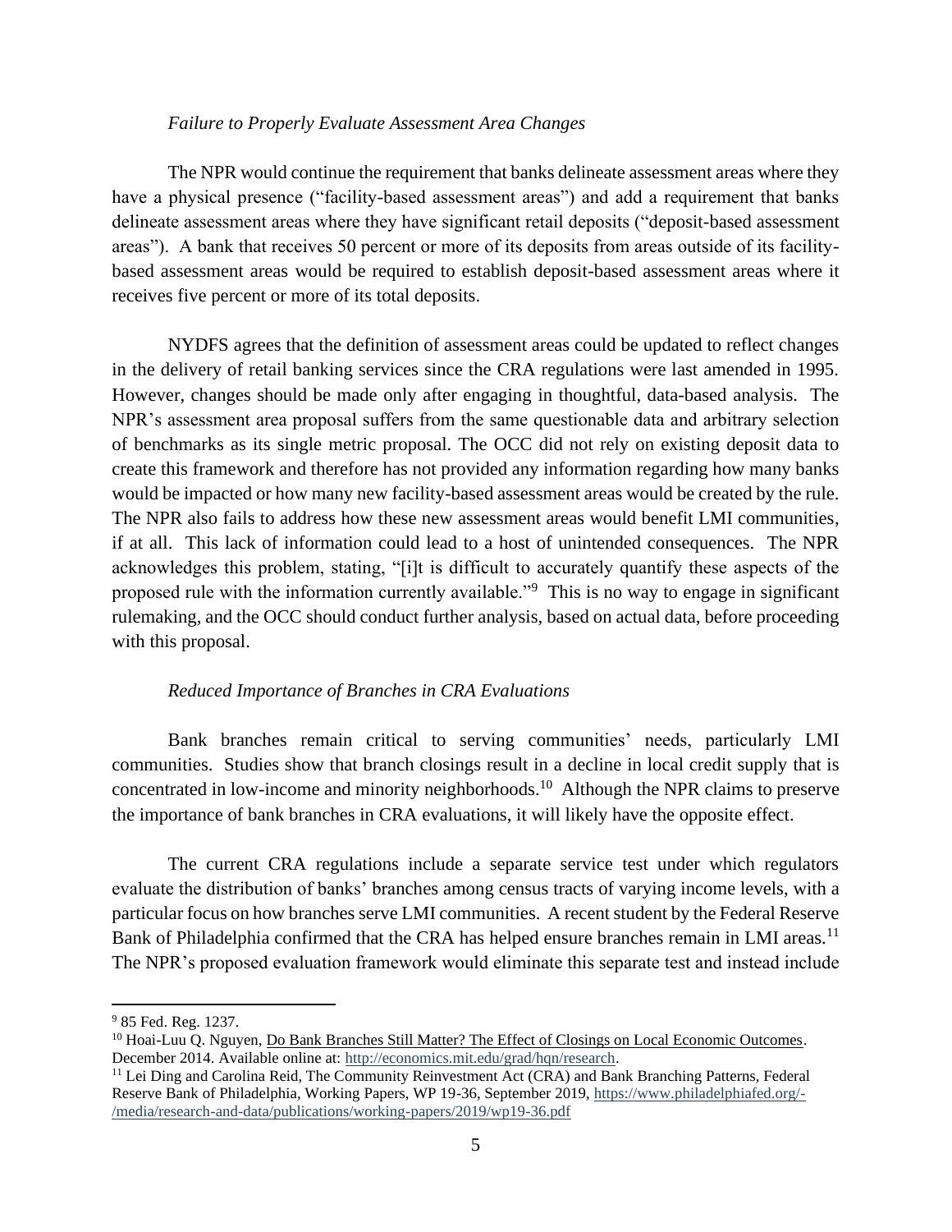*Failure to Properly Evaluate Assessment Area Changes*

The NPR would continue the requirement that banks delineate assessment areas where they have a physical presence ("facility-based assessment areas") and add a requirement that banks delineate assessment areas where they have significant retail deposits ("deposit-based assessment areas"). A bank that receives 50 percent or more of its deposits from areas outside of its facility-based assessment areas would be required to establish deposit-based assessment areas where it receives five percent or more of its total deposits.

NYDFS agrees that the definition of assessment areas could be updated to reflect changes in the delivery of retail banking services since the CRA regulations were last amended in 1995. However, changes should be made only after engaging in thoughtful, data-based analysis. The NPR's assessment area proposal suffers from the same questionable data and arbitrary selection of benchmarks as its single metric proposal. The OCC did not rely on existing deposit data to create this framework and therefore has not provided any information regarding how many banks would be impacted or how many new facility-based assessment areas would be created by the rule. The NPR also fails to address how these new assessment areas would benefit LMI communities, if at all. This lack of information could lead to a host of unintended consequences. The NPR acknowledges this problem, stating, "[i]t is difficult to accurately quantify these aspects of the proposed rule with the information currently available."[9] This is no way to engage in significant rulemaking, and the OCC should conduct further analysis, based on actual data, before proceeding with this proposal.

*Reduced Importance of Branches in CRA Evaluations*

Bank branches remain critical to serving communities' needs, particularly LMI communities. Studies show that branch closings result in a decline in local credit supply that is concentrated in low-income and minority neighborhoods.[10] Although the NPR claims to preserve the importance of bank branches in CRA evaluations, it will likely have the opposite effect.

The current CRA regulations include a separate service test under which regulators evaluate the distribution of banks' branches among census tracts of varying income levels, with a particular focus on how branches serve LMI communities. A recent student by the Federal Reserve Bank of Philadelphia confirmed that the CRA has helped ensure branches remain in LMI areas.[11] The NPR's proposed evaluation framework would eliminate this separate test and instead include

---

[9] 85 Fed. Reg. 1237.

[10] Hoai-Luu Q. Nguyen, Do Bank Branches Still Matter? The Effect of Closings on Local Economic Outcomes. December 2014. Available online at: http://economics.mit.edu/grad/hqn/research.

[11] Lei Ding and Carolina Reid, The Community Reinvestment Act (CRA) and Bank Branching Patterns, Federal Reserve Bank of Philadelphia, Working Papers, WP 19-36, September 2019, https://www.philadelphiafed.org/-/media/research-and-data/publications/working-papers/2019/wp19-36.pdf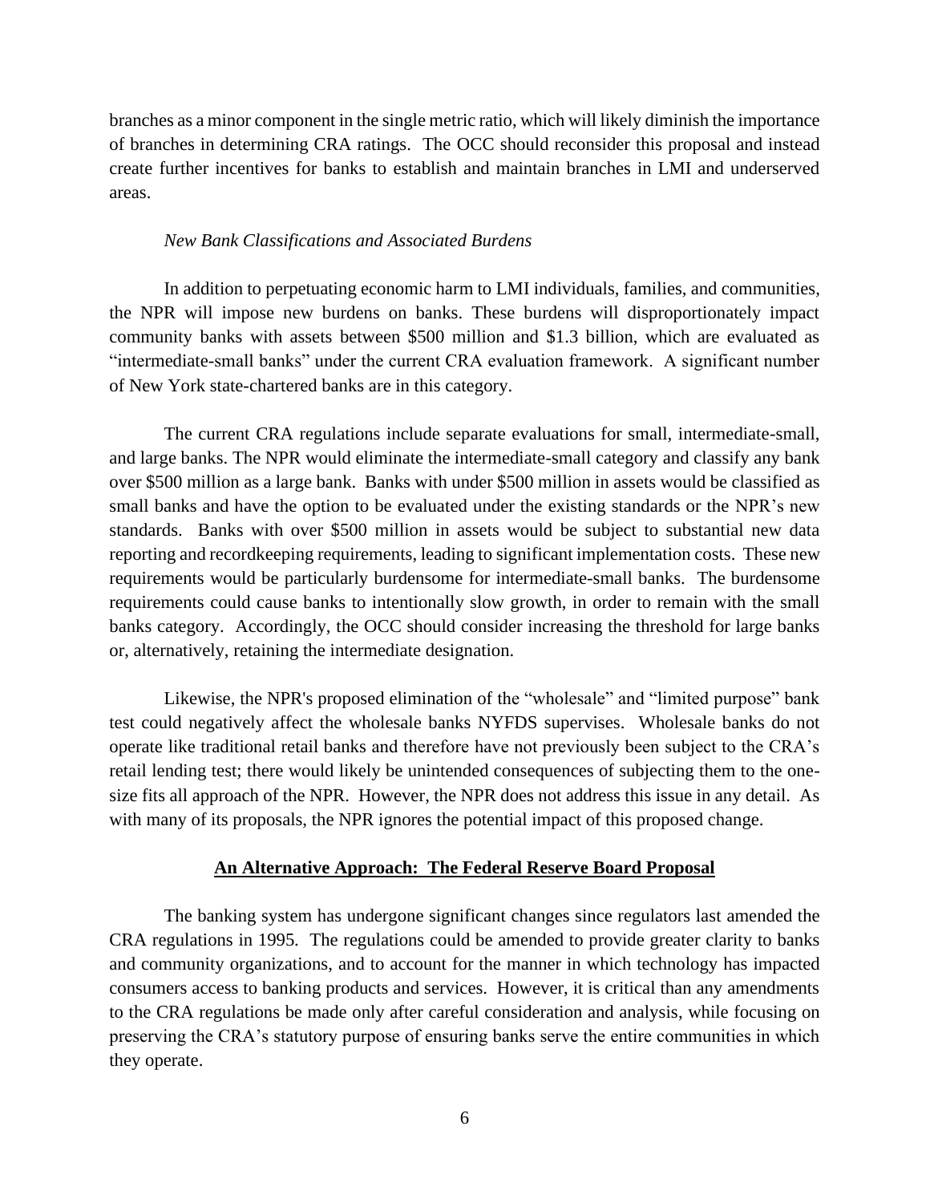branches as a minor component in the single metric ratio, which will likely diminish the importance of branches in determining CRA ratings. The OCC should reconsider this proposal and instead create further incentives for banks to establish and maintain branches in LMI and underserved areas.

*New Bank Classifications and Associated Burdens*

In addition to perpetuating economic harm to LMI individuals, families, and communities, the NPR will impose new burdens on banks. These burdens will disproportionately impact community banks with assets between $500 million and $1.3 billion, which are evaluated as "intermediate-small banks" under the current CRA evaluation framework. A significant number of New York state-chartered banks are in this category.

The current CRA regulations include separate evaluations for small, intermediate-small, and large banks. The NPR would eliminate the intermediate-small category and classify any bank over $500 million as a large bank. Banks with under $500 million in assets would be classified as small banks and have the option to be evaluated under the existing standards or the NPR's new standards. Banks with over $500 million in assets would be subject to substantial new data reporting and recordkeeping requirements, leading to significant implementation costs. These new requirements would be particularly burdensome for intermediate-small banks. The burdensome requirements could cause banks to intentionally slow growth, in order to remain with the small banks category. Accordingly, the OCC should consider increasing the threshold for large banks or, alternatively, retaining the intermediate designation.

Likewise, the NPR's proposed elimination of the "wholesale" and "limited purpose" bank test could negatively affect the wholesale banks NYFDS supervises. Wholesale banks do not operate like traditional retail banks and therefore have not previously been subject to the CRA's retail lending test; there would likely be unintended consequences of subjecting them to the one-size fits all approach of the NPR. However, the NPR does not address this issue in any detail. As with many of its proposals, the NPR ignores the potential impact of this proposed change.

## **An Alternative Approach: The Federal Reserve Board Proposal**

The banking system has undergone significant changes since regulators last amended the CRA regulations in 1995. The regulations could be amended to provide greater clarity to banks and community organizations, and to account for the manner in which technology has impacted consumers access to banking products and services. However, it is critical than any amendments to the CRA regulations be made only after careful consideration and analysis, while focusing on preserving the CRA's statutory purpose of ensuring banks serve the entire communities in which they operate.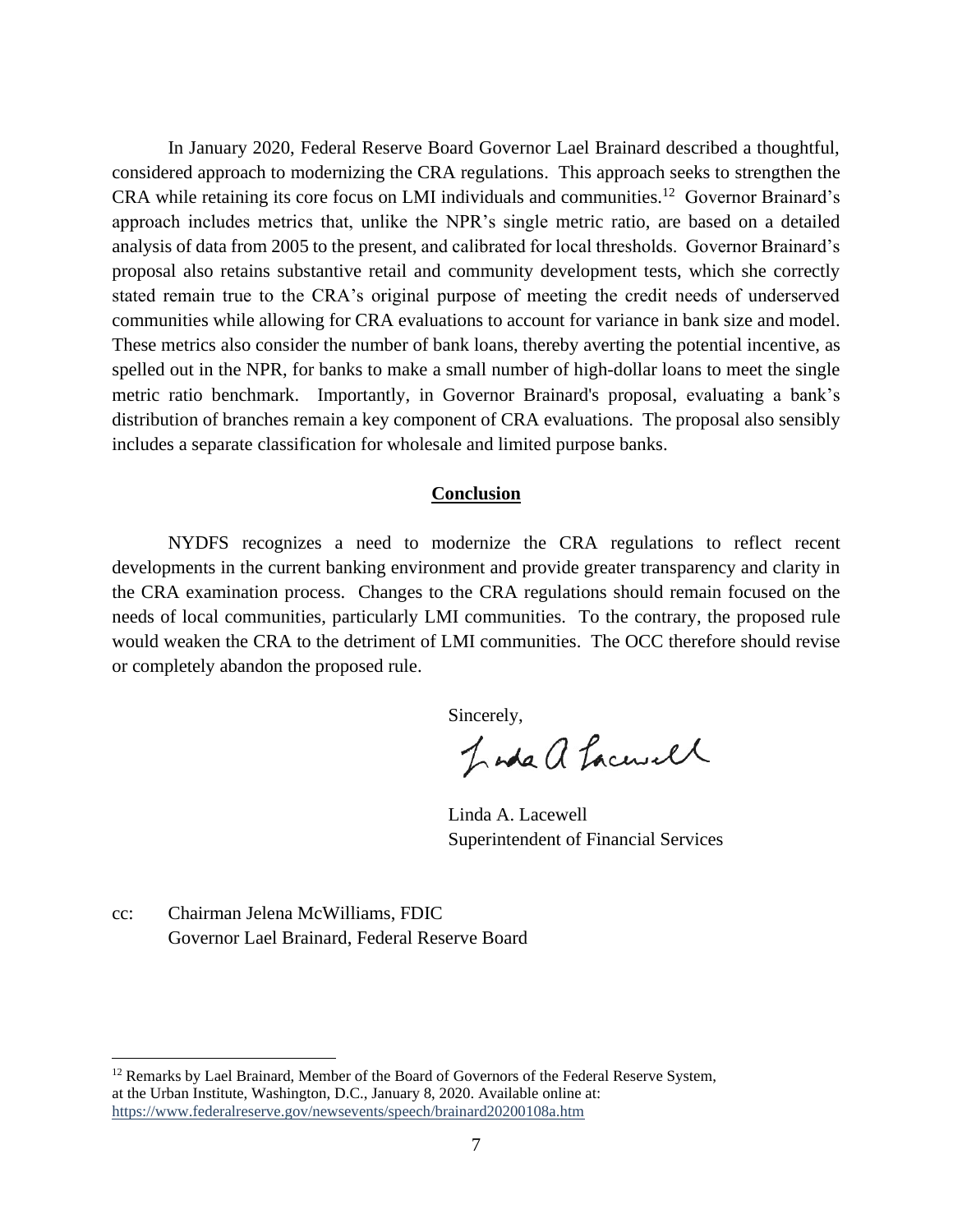In January 2020, Federal Reserve Board Governor Lael Brainard described a thoughtful, considered approach to modernizing the CRA regulations. This approach seeks to strengthen the CRA while retaining its core focus on LMI individuals and communities.[12] Governor Brainard's approach includes metrics that, unlike the NPR's single metric ratio, are based on a detailed analysis of data from 2005 to the present, and calibrated for local thresholds. Governor Brainard's proposal also retains substantive retail and community development tests, which she correctly stated remain true to the CRA's original purpose of meeting the credit needs of underserved communities while allowing for CRA evaluations to account for variance in bank size and model. These metrics also consider the number of bank loans, thereby averting the potential incentive, as spelled out in the NPR, for banks to make a small number of high-dollar loans to meet the single metric ratio benchmark. Importantly, in Governor Brainard's proposal, evaluating a bank's distribution of branches remain a key component of CRA evaluations. The proposal also sensibly includes a separate classification for wholesale and limited purpose banks.

## Conclusion

NYDFS recognizes a need to modernize the CRA regulations to reflect recent developments in the current banking environment and provide greater transparency and clarity in the CRA examination process. Changes to the CRA regulations should remain focused on the needs of local communities, particularly LMI communities. To the contrary, the proposed rule would weaken the CRA to the detriment of LMI communities. The OCC therefore should revise or completely abandon the proposed rule.

Sincerely,

Linda A. Lacewell
Superintendent of Financial Services

cc: Chairman Jelena McWilliams, FDIC
Governor Lael Brainard, Federal Reserve Board

[12] Remarks by Lael Brainard, Member of the Board of Governors of the Federal Reserve System, at the Urban Institute, Washington, D.C., January 8, 2020. Available online at: https://www.federalreserve.gov/newsevents/speech/brainard20200108a.htm